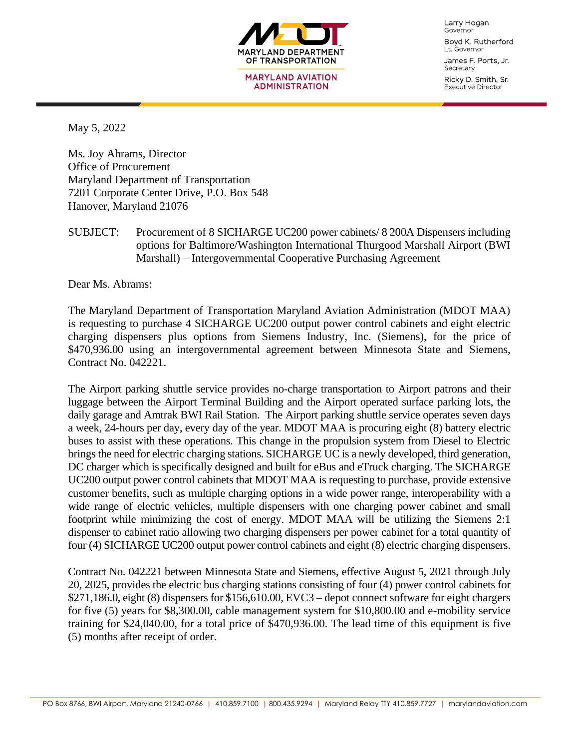MARYLAND DEPARTMENT OF TRANSPORTATION

MARYLAND AVIATION ADMINISTRATION

Larry Hogan
Governor

Boyd K. Rutherford
Lt. Governor

James F. Ports, Jr.
Secretary

Ricky D. Smith, Sr.
Executive Director

May 5, 2022

Ms. Joy Abrams, Director
Office of Procurement
Maryland Department of Transportation
7201 Corporate Center Drive, P.O. Box 548
Hanover, Maryland 21076

SUBJECT: Procurement of 8 SICHARGE UC200 power cabinets/ 8 200A Dispensers including options for Baltimore/Washington International Thurgood Marshall Airport (BWI Marshall) – Intergovernmental Cooperative Purchasing Agreement

Dear Ms. Abrams:

The Maryland Department of Transportation Maryland Aviation Administration (MDOT MAA) is requesting to purchase 4 SICHARGE UC200 output power control cabinets and eight electric charging dispensers plus options from Siemens Industry, Inc. (Siemens), for the price of $470,936.00 using an intergovernmental agreement between Minnesota State and Siemens, Contract No. 042221.

The Airport parking shuttle service provides no-charge transportation to Airport patrons and their luggage between the Airport Terminal Building and the Airport operated surface parking lots, the daily garage and Amtrak BWI Rail Station. The Airport parking shuttle service operates seven days a week, 24-hours per day, every day of the year. MDOT MAA is procuring eight (8) battery electric buses to assist with these operations. This change in the propulsion system from Diesel to Electric brings the need for electric charging stations. SICHARGE UC is a newly developed, third generation, DC charger which is specifically designed and built for eBus and eTruck charging. The SICHARGE UC200 output power control cabinets that MDOT MAA is requesting to purchase, provide extensive customer benefits, such as multiple charging options in a wide power range, interoperability with a wide range of electric vehicles, multiple dispensers with one charging power cabinet and small footprint while minimizing the cost of energy. MDOT MAA will be utilizing the Siemens 2:1 dispenser to cabinet ratio allowing two charging dispensers per power cabinet for a total quantity of four (4) SICHARGE UC200 output power control cabinets and eight (8) electric charging dispensers.

Contract No. 042221 between Minnesota State and Siemens, effective August 5, 2021 through July 20, 2025, provides the electric bus charging stations consisting of four (4) power control cabinets for $271,186.0, eight (8) dispensers for $156,610.00, EVC3 – depot connect software for eight chargers for five (5) years for $8,300.00, cable management system for $10,800.00 and e-mobility service training for $24,040.00, for a total price of $470,936.00. The lead time of this equipment is five (5) months after receipt of order.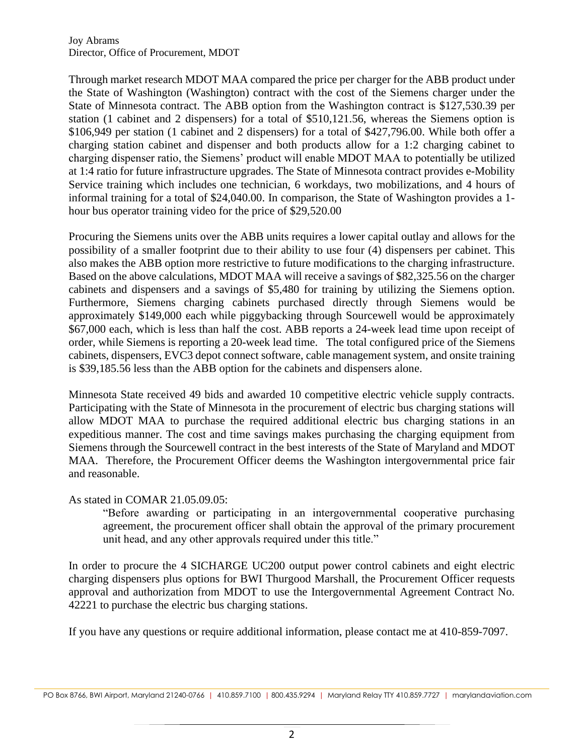Joy Abrams
Director, Office of Procurement, MDOT

Through market research MDOT MAA compared the price per charger for the ABB product under the State of Washington (Washington) contract with the cost of the Siemens charger under the State of Minnesota contract. The ABB option from the Washington contract is $127,530.39 per station (1 cabinet and 2 dispensers) for a total of $510,121.56, whereas the Siemens option is $106,949 per station (1 cabinet and 2 dispensers) for a total of $427,796.00. While both offer a charging station cabinet and dispenser and both products allow for a 1:2 charging cabinet to charging dispenser ratio, the Siemens' product will enable MDOT MAA to potentially be utilized at 1:4 ratio for future infrastructure upgrades. The State of Minnesota contract provides e-Mobility Service training which includes one technician, 6 workdays, two mobilizations, and 4 hours of informal training for a total of $24,040.00. In comparison, the State of Washington provides a 1-hour bus operator training video for the price of $29,520.00

Procuring the Siemens units over the ABB units requires a lower capital outlay and allows for the possibility of a smaller footprint due to their ability to use four (4) dispensers per cabinet. This also makes the ABB option more restrictive to future modifications to the charging infrastructure. Based on the above calculations, MDOT MAA will receive a savings of $82,325.56 on the charger cabinets and dispensers and a savings of $5,480 for training by utilizing the Siemens option. Furthermore, Siemens charging cabinets purchased directly through Siemens would be approximately $149,000 each while piggybacking through Sourcewell would be approximately $67,000 each, which is less than half the cost. ABB reports a 24-week lead time upon receipt of order, while Siemens is reporting a 20-week lead time. The total configured price of the Siemens cabinets, dispensers, EVC3 depot connect software, cable management system, and onsite training is $39,185.56 less than the ABB option for the cabinets and dispensers alone.

Minnesota State received 49 bids and awarded 10 competitive electric vehicle supply contracts. Participating with the State of Minnesota in the procurement of electric bus charging stations will allow MDOT MAA to purchase the required additional electric bus charging stations in an expeditious manner. The cost and time savings makes purchasing the charging equipment from Siemens through the Sourcewell contract in the best interests of the State of Maryland and MDOT MAA. Therefore, the Procurement Officer deems the Washington intergovernmental price fair and reasonable.

As stated in COMAR 21.05.09.05:

> "Before awarding or participating in an intergovernmental cooperative purchasing agreement, the procurement officer shall obtain the approval of the primary procurement unit head, and any other approvals required under this title."

In order to procure the 4 SICHARGE UC200 output power control cabinets and eight electric charging dispensers plus options for BWI Thurgood Marshall, the Procurement Officer requests approval and authorization from MDOT to use the Intergovernmental Agreement Contract No. 42221 to purchase the electric bus charging stations.

If you have any questions or require additional information, please contact me at 410-859-7097.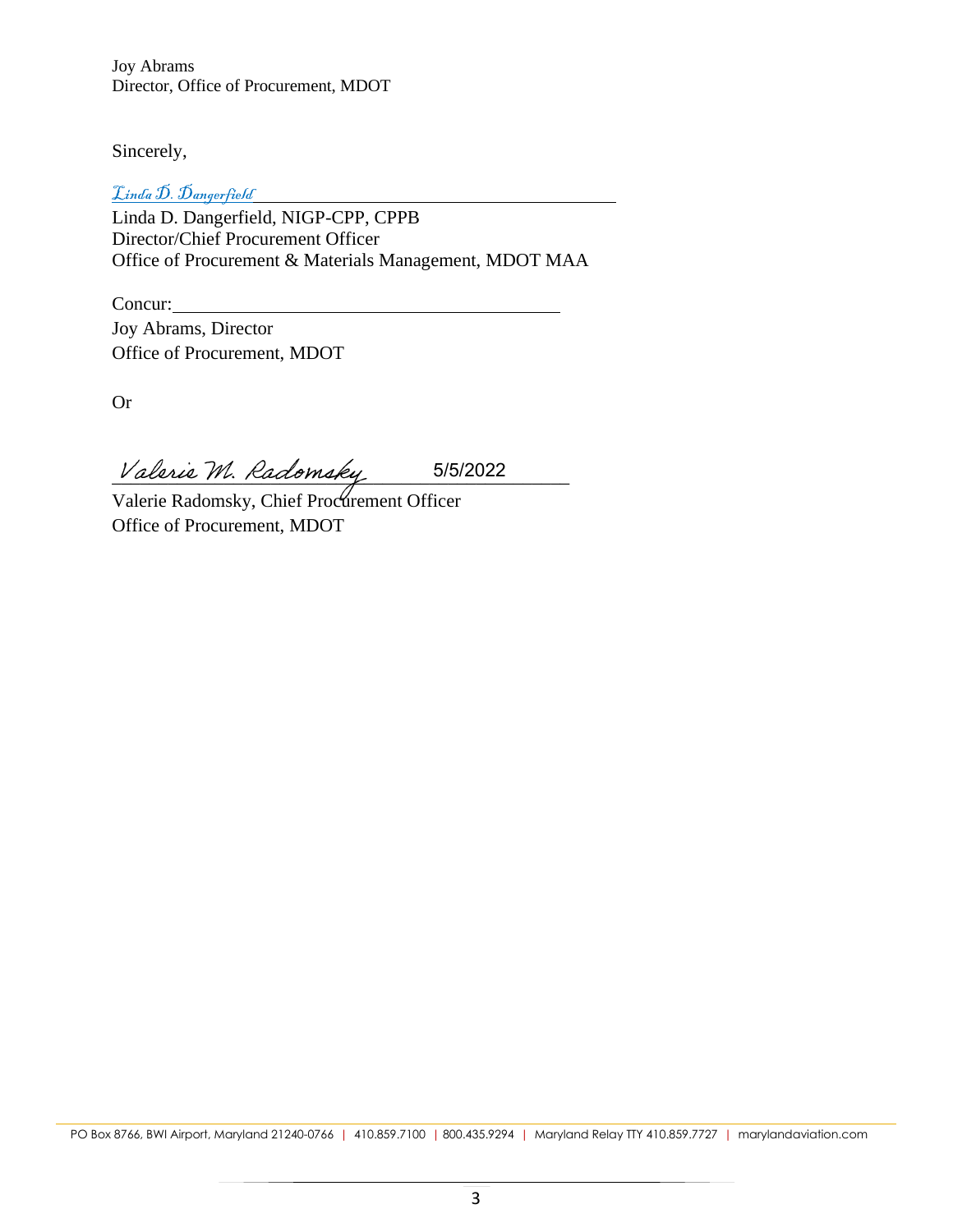Joy Abrams
Director, Office of Procurement, MDOT

Sincerely,

*Linda D. Dangerfield*

Linda D. Dangerfield, NIGP-CPP, CPPB
Director/Chief Procurement Officer
Office of Procurement & Materials Management, MDOT MAA

Concur: ______________________________

Joy Abrams, Director
Office of Procurement, MDOT

Or

*Valerie M. Radomsky* 5/5/2022

Valerie Radomsky, Chief Procurement Officer
Office of Procurement, MDOT

PO Box 8766, BWI Airport, Maryland 21240-0766 | 410.859.7100 | 800.435.9294 | Maryland Relay TTY 410.859.7727 | marylandaviation.com